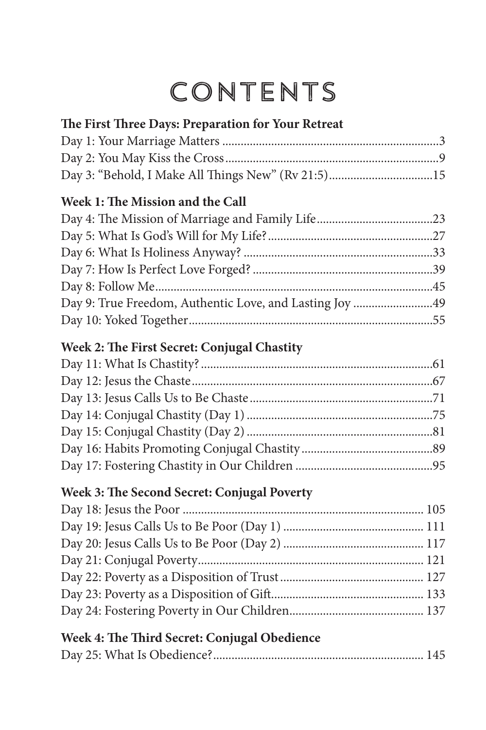# CONTENTS

**The First Three Days: Preparation for Your Retreat**

Day 1: Your Marriage Matters ....................................................................3
Day 2: You May Kiss the Cross....................................................................9
Day 3: "Behold, I Make All Things New" (Rv 21:5)................................15

**Week 1: The Mission and the Call**

Day 4: The Mission of Marriage and Family Life....................................23
Day 5: What Is God's Will for My Life?....................................................27
Day 6: What Is Holiness Anyway? ...........................................................33
Day 7: How Is Perfect Love Forged? ........................................................39
Day 8: Follow Me........................................................................................45
Day 9: True Freedom, Authentic Love, and Lasting Joy .........................49
Day 10: Yoked Together..............................................................................55

**Week 2: The First Secret: Conjugal Chastity**

Day 11: What Is Chastity? ..........................................................................61
Day 12: Jesus the Chaste.............................................................................67
Day 13: Jesus Calls Us to Be Chaste..........................................................71
Day 14: Conjugal Chastity (Day 1) ...........................................................75
Day 15: Conjugal Chastity (Day 2) ...........................................................81
Day 16: Habits Promoting Conjugal Chastity..........................................89
Day 17: Fostering Chastity in Our Children ............................................95

**Week 3: The Second Secret: Conjugal Poverty**

Day 18: Jesus the Poor ............................................................................ 105
Day 19: Jesus Calls Us to Be Poor (Day 1) ............................................ 111
Day 20: Jesus Calls Us to Be Poor (Day 2) ............................................ 117
Day 21: Conjugal Poverty........................................................................ 121
Day 22: Poverty as a Disposition of Trust............................................. 127
Day 23: Poverty as a Disposition of Gift................................................ 133
Day 24: Fostering Poverty in Our Children........................................... 137

**Week 4: The Third Secret: Conjugal Obedience**

Day 25: What Is Obedience?................................................................... 145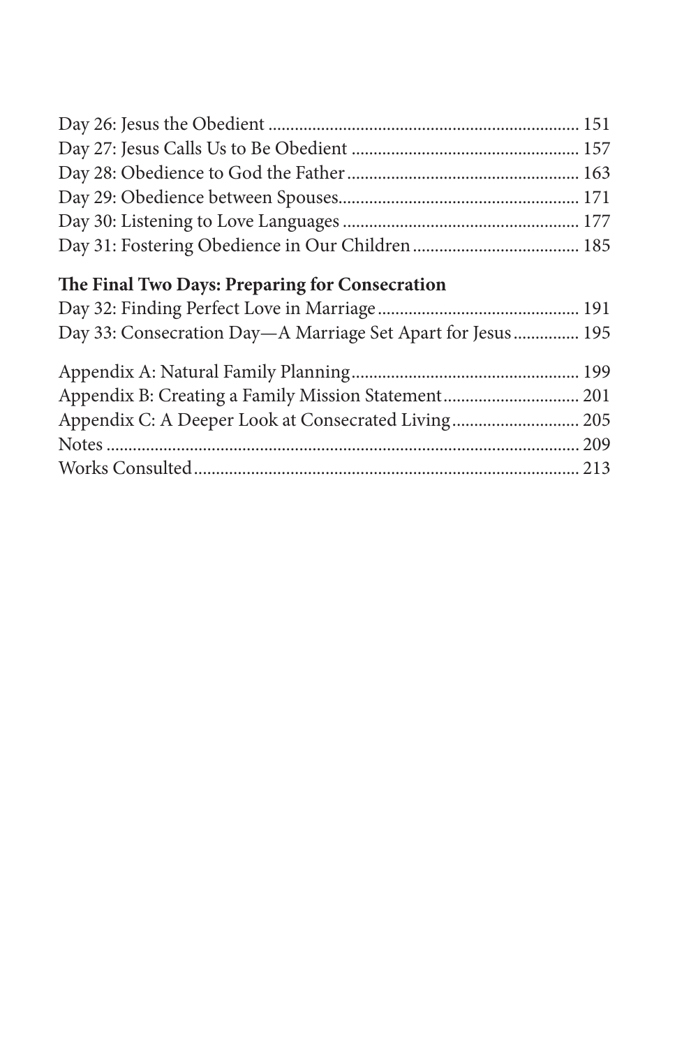Day 26: Jesus the Obedient ..................................................................... 151
Day 27: Jesus Calls Us to Be Obedient ................................................... 157
Day 28: Obedience to God the Father ..................................................... 163
Day 29: Obedience between Spouses ...................................................... 171
Day 30: Listening to Love Languages ..................................................... 177
Day 31: Fostering Obedience in Our Children ..................................... 185

**The Final Two Days: Preparing for Consecration**

Day 32: Finding Perfect Love in Marriage ............................................. 191
Day 33: Consecration Day—A Marriage Set Apart for Jesus ............... 195

Appendix A: Natural Family Planning ................................................... 199
Appendix B: Creating a Family Mission Statement ............................... 201
Appendix C: A Deeper Look at Consecrated Living ............................. 205
Notes ........................................................................................................... 209
Works Consulted ....................................................................................... 213